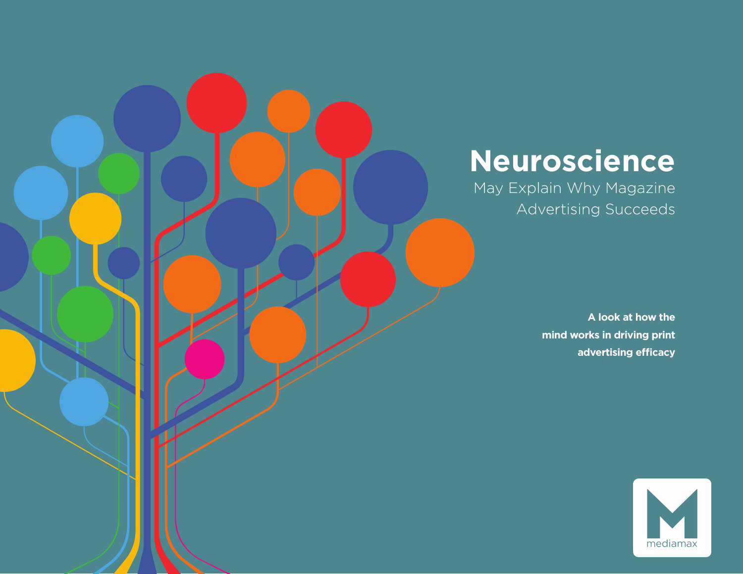# Neuroscience

## May Explain Why Magazine Advertising Succeeds

**A look at how the mind works in driving print advertising efficacy**

mediamax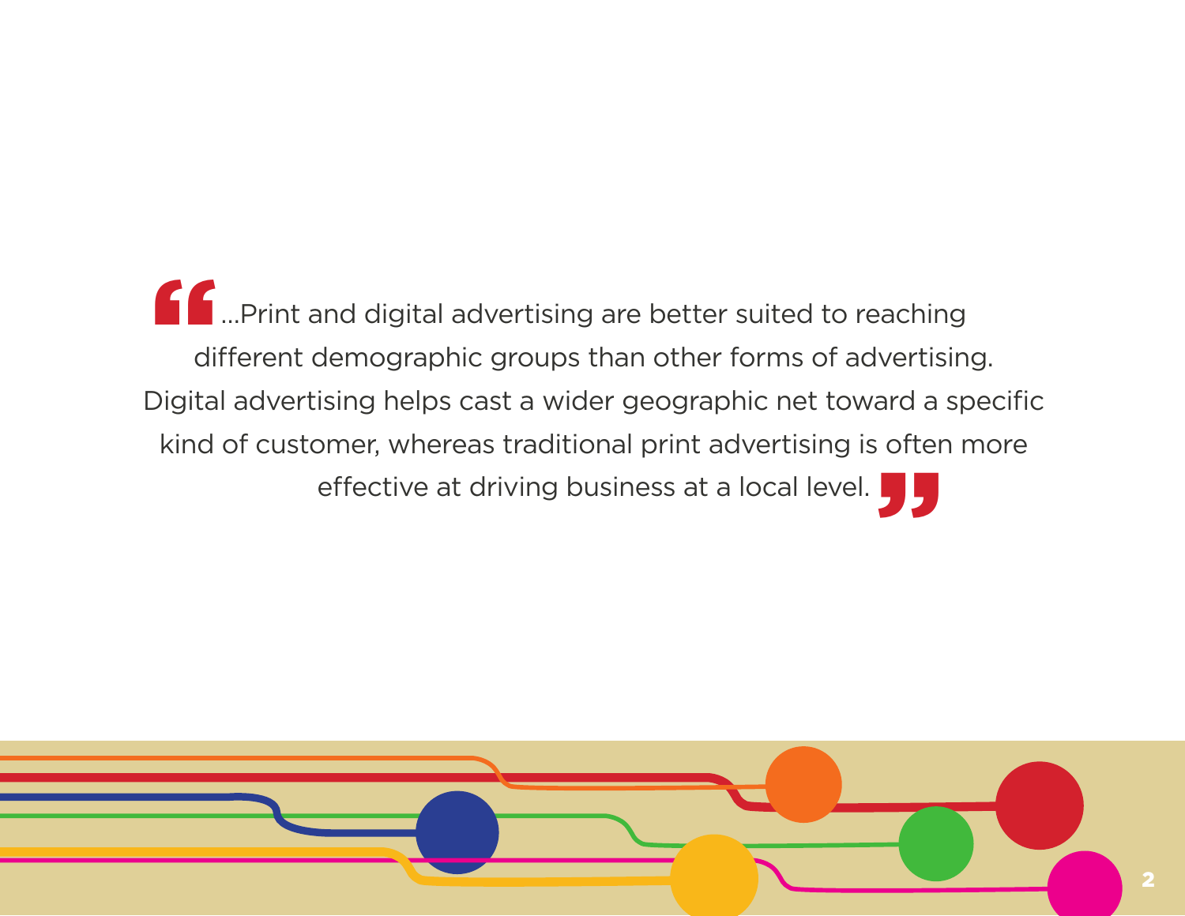> "...Print and digital advertising are better suited to reaching different demographic groups than other forms of advertising. Digital advertising helps cast a wider geographic net toward a specific kind of customer, whereas traditional print advertising is often more effective at driving business at a local level."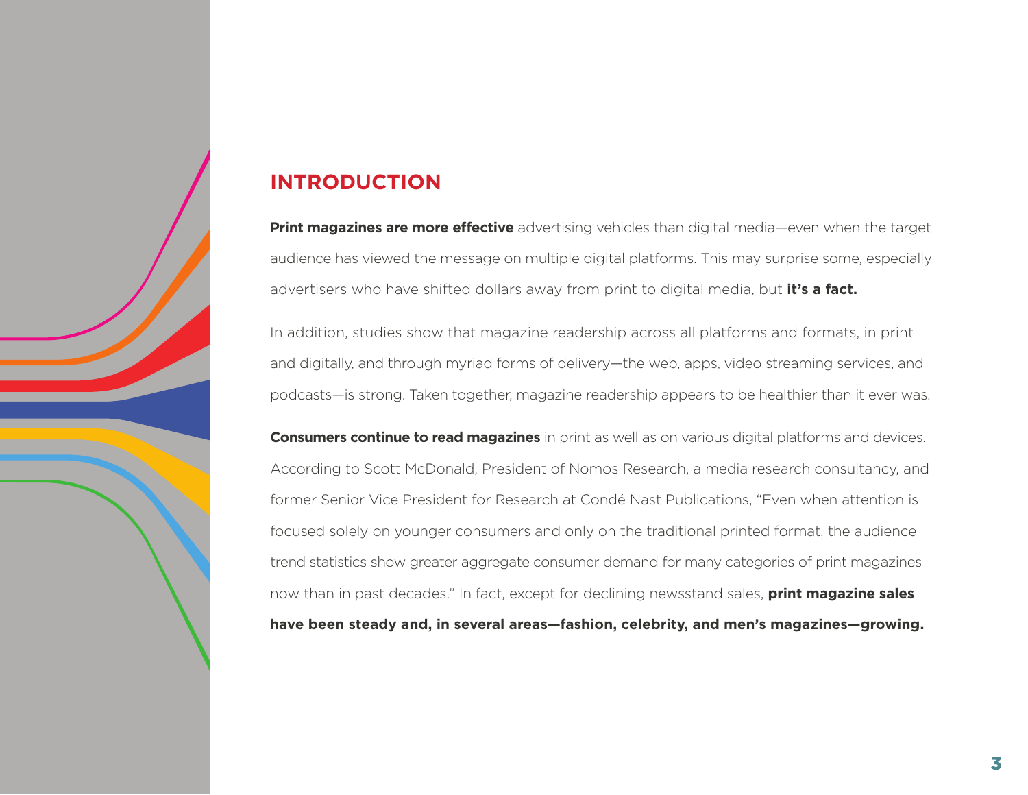## INTRODUCTION

**Print magazines are more effective** advertising vehicles than digital media—even when the target audience has viewed the message on multiple digital platforms. This may surprise some, especially advertisers who have shifted dollars away from print to digital media, but **it's a fact.**

In addition, studies show that magazine readership across all platforms and formats, in print and digitally, and through myriad forms of delivery—the web, apps, video streaming services, and podcasts—is strong. Taken together, magazine readership appears to be healthier than it ever was.

**Consumers continue to read magazines** in print as well as on various digital platforms and devices. According to Scott McDonald, President of Nomos Research, a media research consultancy, and former Senior Vice President for Research at Condé Nast Publications, "Even when attention is focused solely on younger consumers and only on the traditional printed format, the audience trend statistics show greater aggregate consumer demand for many categories of print magazines now than in past decades." In fact, except for declining newsstand sales, **print magazine sales have been steady and, in several areas—fashion, celebrity, and men's magazines—growing.**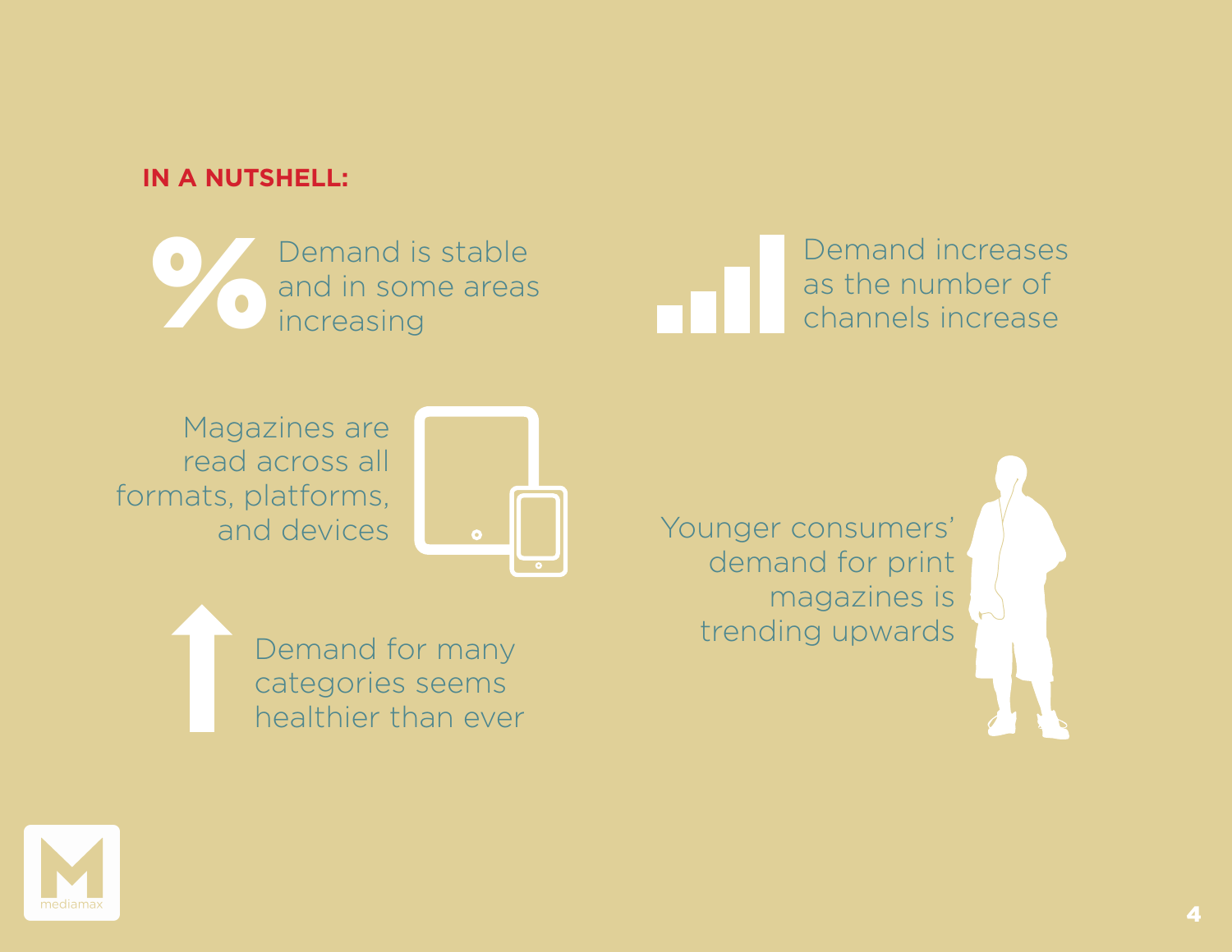## IN A NUTSHELL:

- Demand is stable and in some areas increasing
- Demand increases as the number of channels increase
- Magazines are read across all formats, platforms, and devices
- Younger consumers' demand for print magazines is trending upwards
- Demand for many categories seems healthier than ever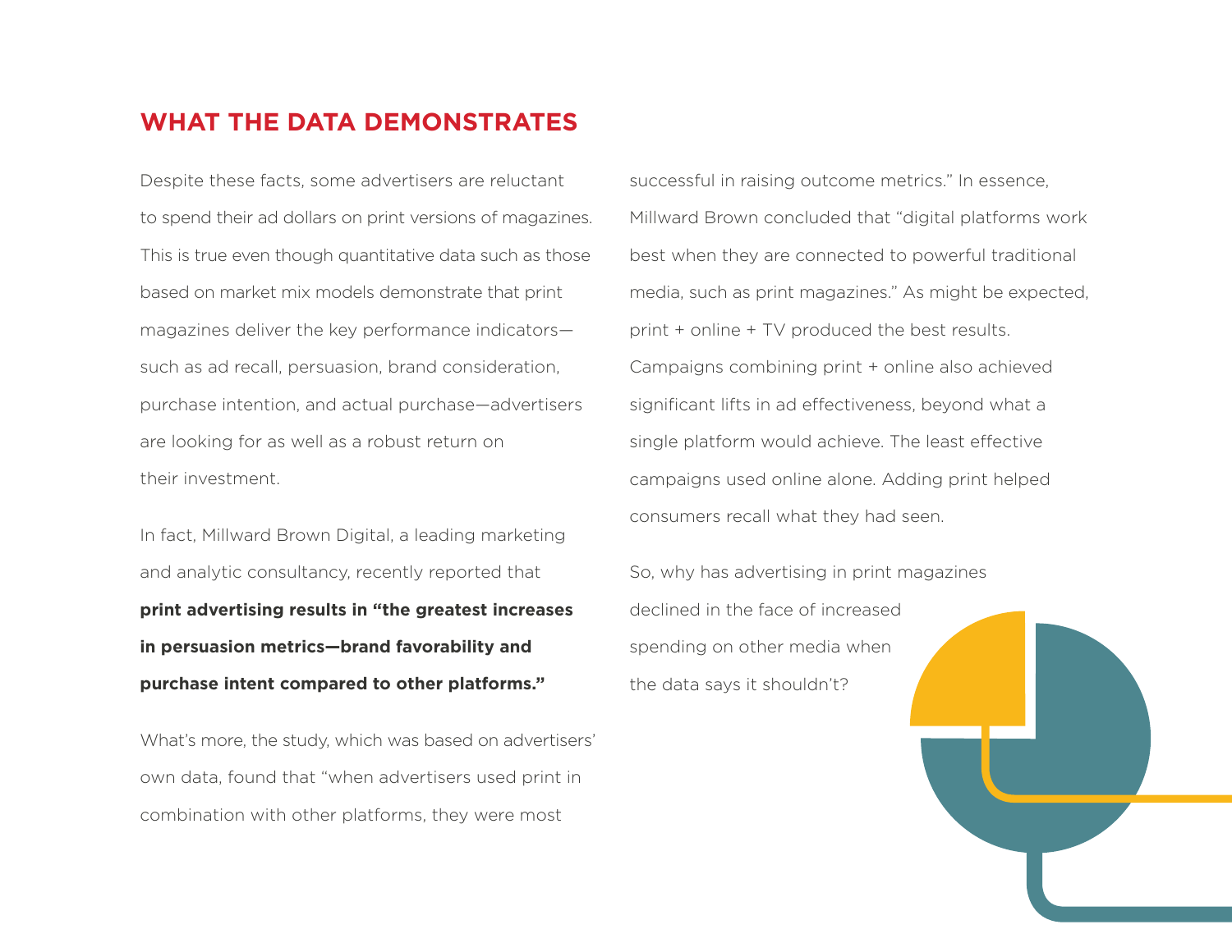## WHAT THE DATA DEMONSTRATES

Despite these facts, some advertisers are reluctant to spend their ad dollars on print versions of magazines. This is true even though quantitative data such as those based on market mix models demonstrate that print magazines deliver the key performance indicators—such as ad recall, persuasion, brand consideration, purchase intention, and actual purchase—advertisers are looking for as well as a robust return on their investment.

In fact, Millward Brown Digital, a leading marketing and analytic consultancy, recently reported that **print advertising results in "the greatest increases in persuasion metrics—brand favorability and purchase intent compared to other platforms."**

What's more, the study, which was based on advertisers' own data, found that "when advertisers used print in combination with other platforms, they were most successful in raising outcome metrics." In essence, Millward Brown concluded that "digital platforms work best when they are connected to powerful traditional media, such as print magazines." As might be expected, print + online + TV produced the best results. Campaigns combining print + online also achieved significant lifts in ad effectiveness, beyond what a single platform would achieve. The least effective campaigns used online alone. Adding print helped consumers recall what they had seen.

So, why has advertising in print magazines declined in the face of increased spending on other media when the data says it shouldn't?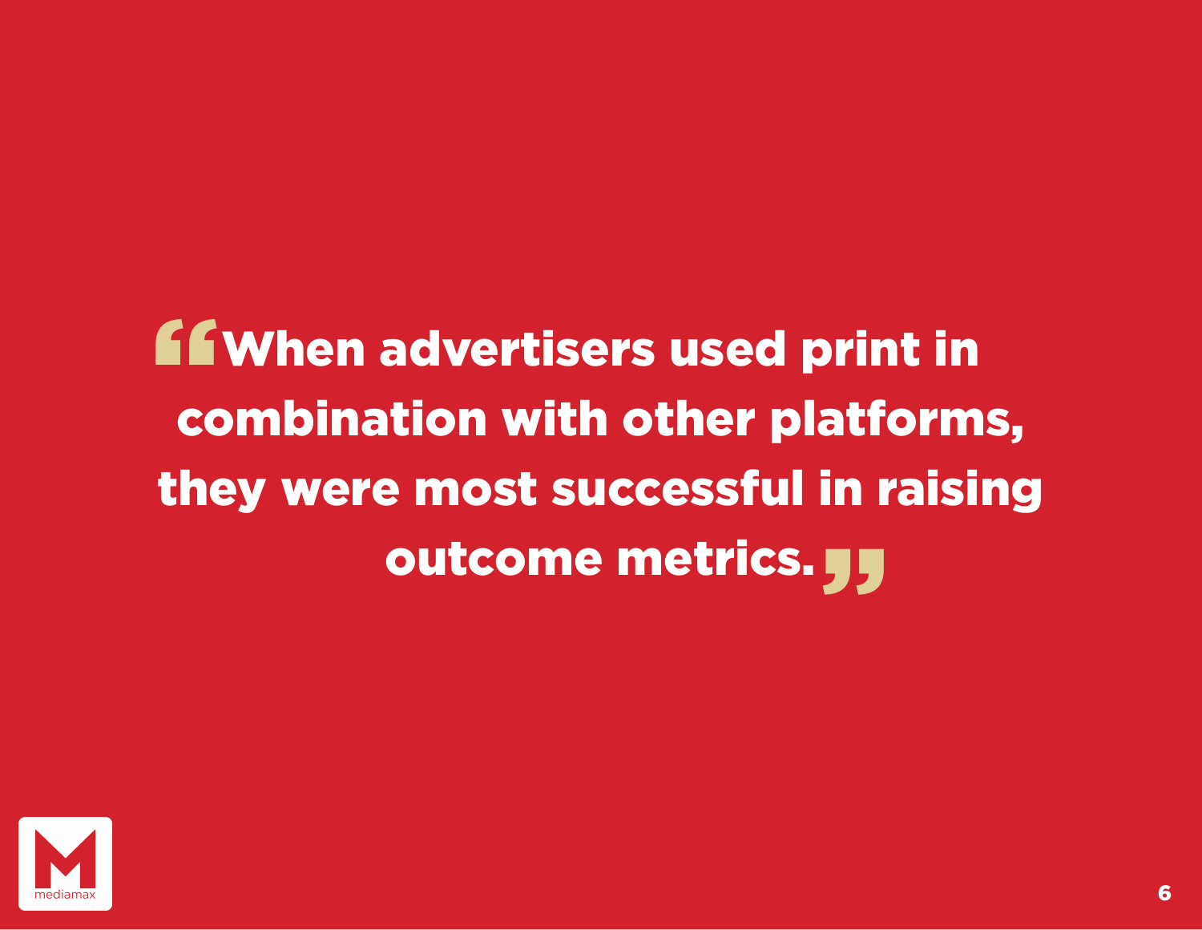> "When advertisers used print in combination with other platforms, they were most successful in raising outcome metrics."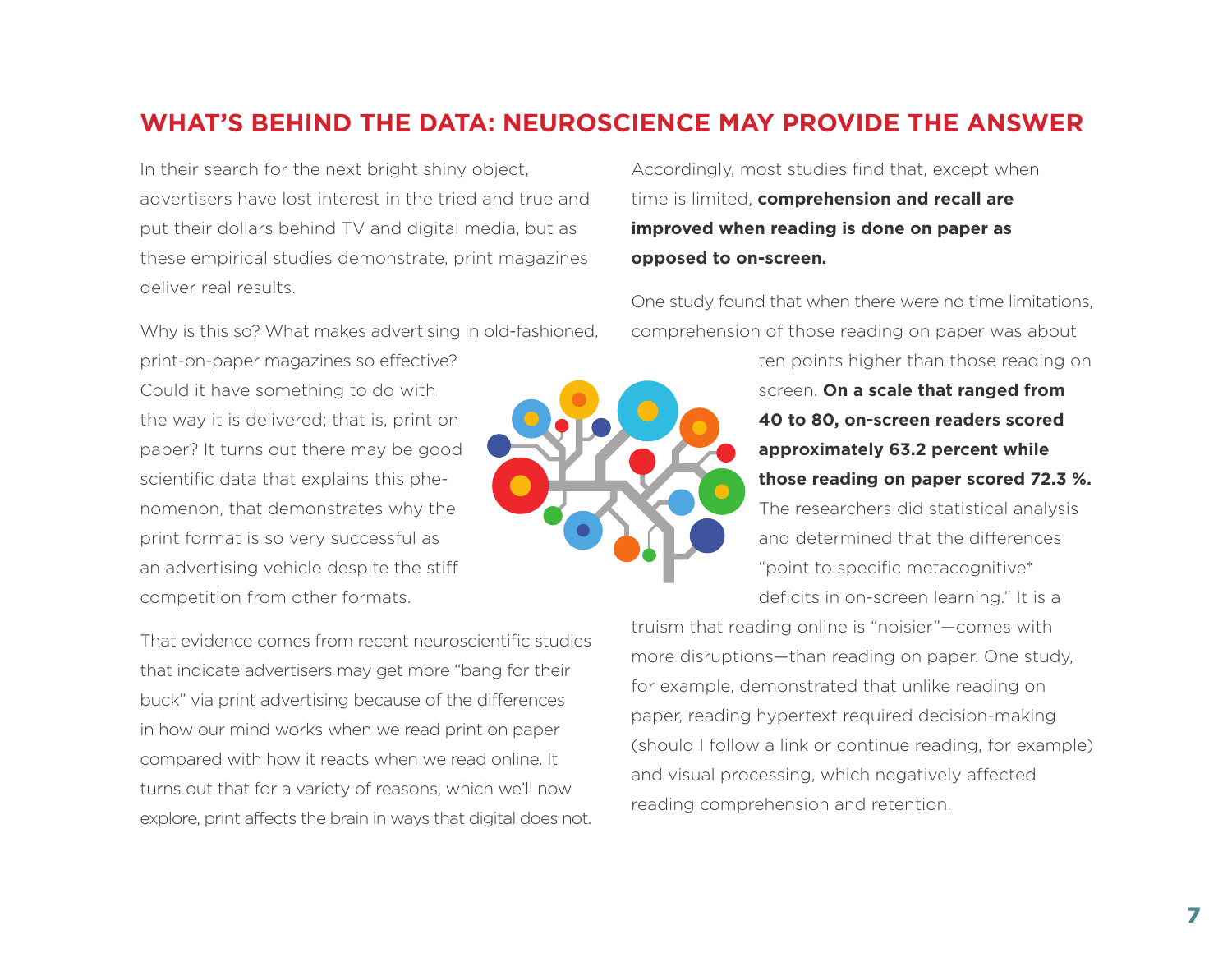## WHAT'S BEHIND THE DATA: NEUROSCIENCE MAY PROVIDE THE ANSWER

In their search for the next bright shiny object, advertisers have lost interest in the tried and true and put their dollars behind TV and digital media, but as these empirical studies demonstrate, print magazines deliver real results.

Why is this so? What makes advertising in old-fashioned, print-on-paper magazines so effective? Could it have something to do with the way it is delivered; that is, print on paper? It turns out there may be good scientific data that explains this phenomenon, that demonstrates why the print format is so very successful as an advertising vehicle despite the stiff competition from other formats.

That evidence comes from recent neuroscientific studies that indicate advertisers may get more "bang for their buck" via print advertising because of the differences in how our mind works when we read print on paper compared with how it reacts when we read online. It turns out that for a variety of reasons, which we'll now explore, print affects the brain in ways that digital does not.

Accordingly, most studies find that, except when time is limited, **comprehension and recall are improved when reading is done on paper as opposed to on-screen.**

One study found that when there were no time limitations, comprehension of those reading on paper was about ten points higher than those reading on screen. **On a scale that ranged from 40 to 80, on-screen readers scored approximately 63.2 percent while those reading on paper scored 72.3 %.** The researchers did statistical analysis and determined that the differences "point to specific metacognitive* deficits in on-screen learning." It is a truism that reading online is "noisier"—comes with more disruptions—than reading on paper. One study, for example, demonstrated that unlike reading on paper, reading hypertext required decision-making (should I follow a link or continue reading, for example) and visual processing, which negatively affected reading comprehension and retention.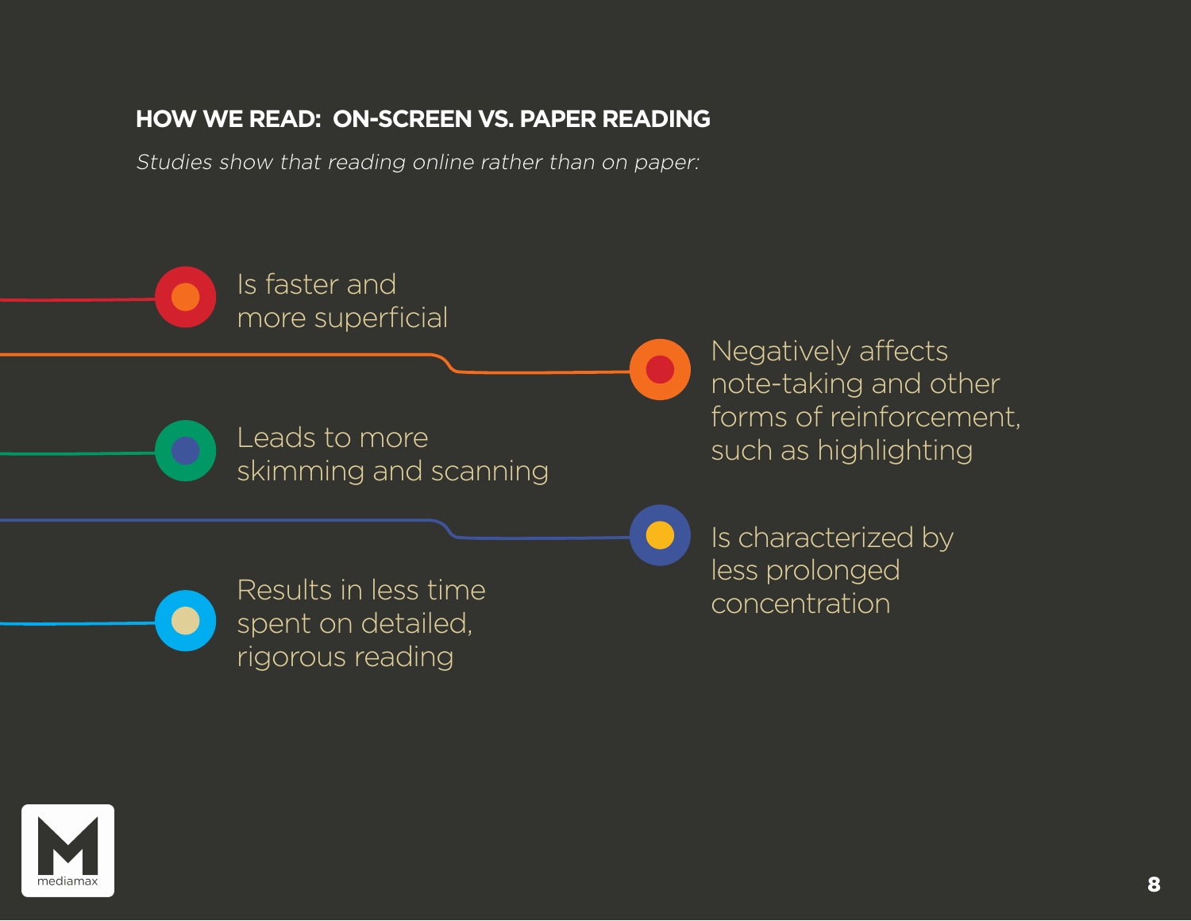## HOW WE READ: ON-SCREEN VS. PAPER READING

*Studies show that reading online rather than on paper:*

- Is faster and more superficial
- Negatively affects note-taking and other forms of reinforcement, such as highlighting
- Leads to more skimming and scanning
- Is characterized by less prolonged concentration
- Results in less time spent on detailed, rigorous reading

mediamax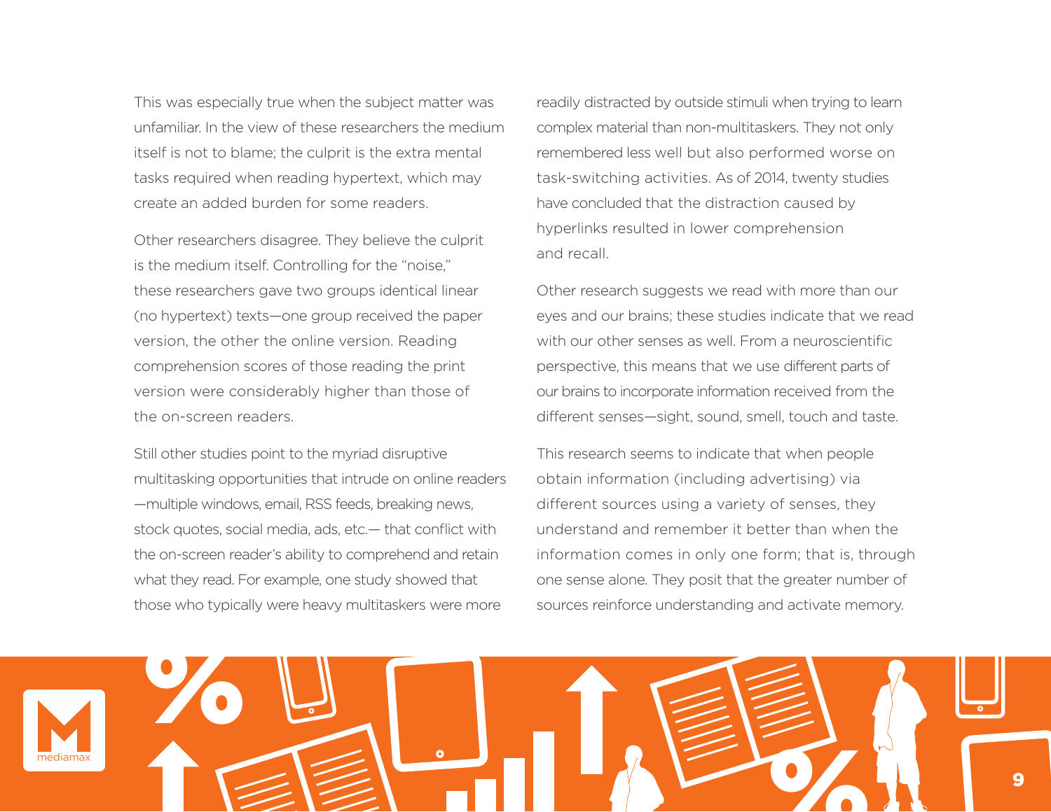This was especially true when the subject matter was unfamiliar. In the view of these researchers the medium itself is not to blame; the culprit is the extra mental tasks required when reading hypertext, which may create an added burden for some readers.

Other researchers disagree. They believe the culprit is the medium itself. Controlling for the "noise," these researchers gave two groups identical linear (no hypertext) texts—one group received the paper version, the other the online version. Reading comprehension scores of those reading the print version were considerably higher than those of the on-screen readers.

Still other studies point to the myriad disruptive multitasking opportunities that intrude on online readers—multiple windows, email, RSS feeds, breaking news, stock quotes, social media, ads, etc.— that conflict with the on-screen reader's ability to comprehend and retain what they read. For example, one study showed that those who typically were heavy multitaskers were more readily distracted by outside stimuli when trying to learn complex material than non-multitaskers. They not only remembered less well but also performed worse on task-switching activities. As of 2014, twenty studies have concluded that the distraction caused by hyperlinks resulted in lower comprehension and recall.

Other research suggests we read with more than our eyes and our brains; these studies indicate that we read with our other senses as well. From a neuroscientific perspective, this means that we use different parts of our brains to incorporate information received from the different senses—sight, sound, smell, touch and taste.

This research seems to indicate that when people obtain information (including advertising) via different sources using a variety of senses, they understand and remember it better than when the information comes in only one form; that is, through one sense alone. They posit that the greater number of sources reinforce understanding and activate memory.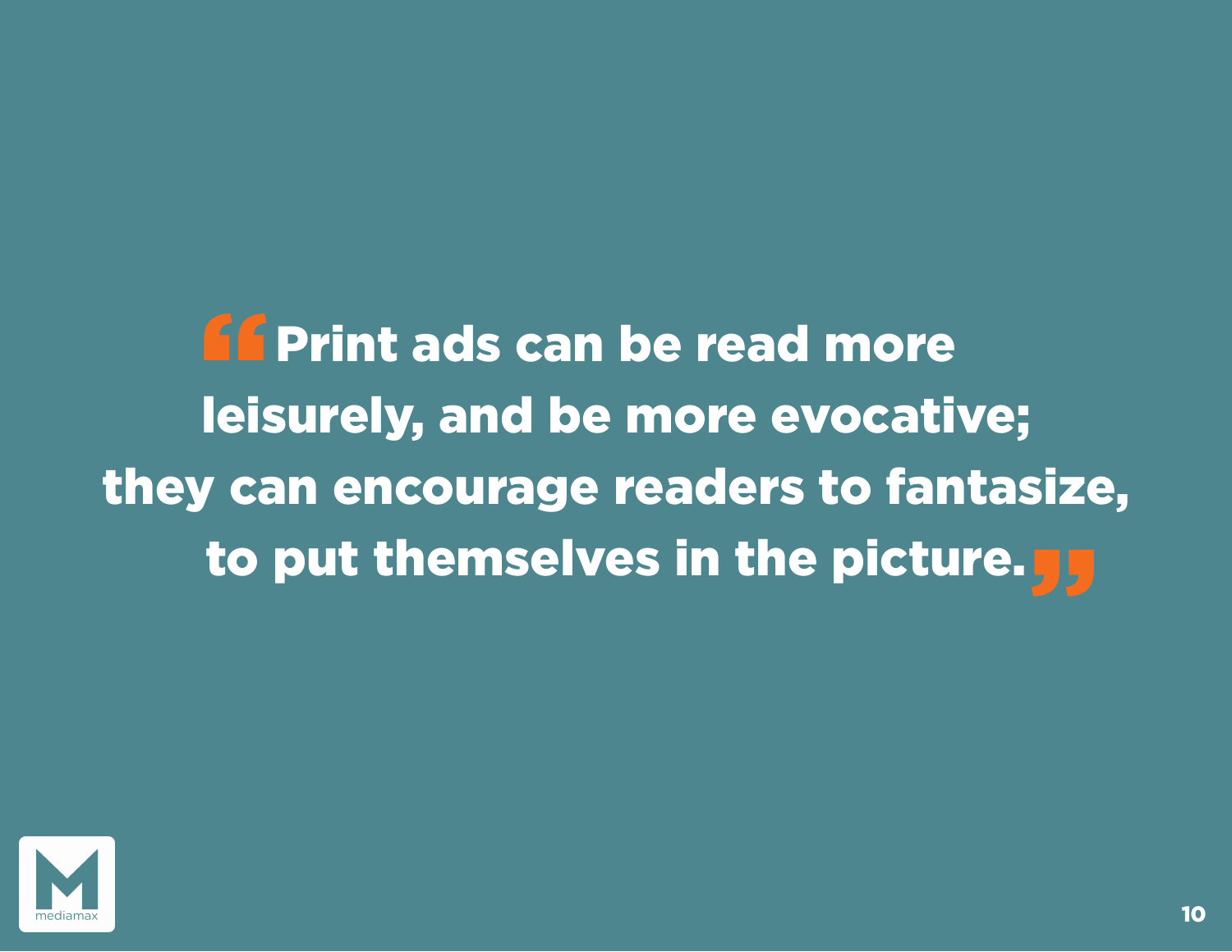> "Print ads can be read more leisurely, and be more evocative; they can encourage readers to fantasize, to put themselves in the picture."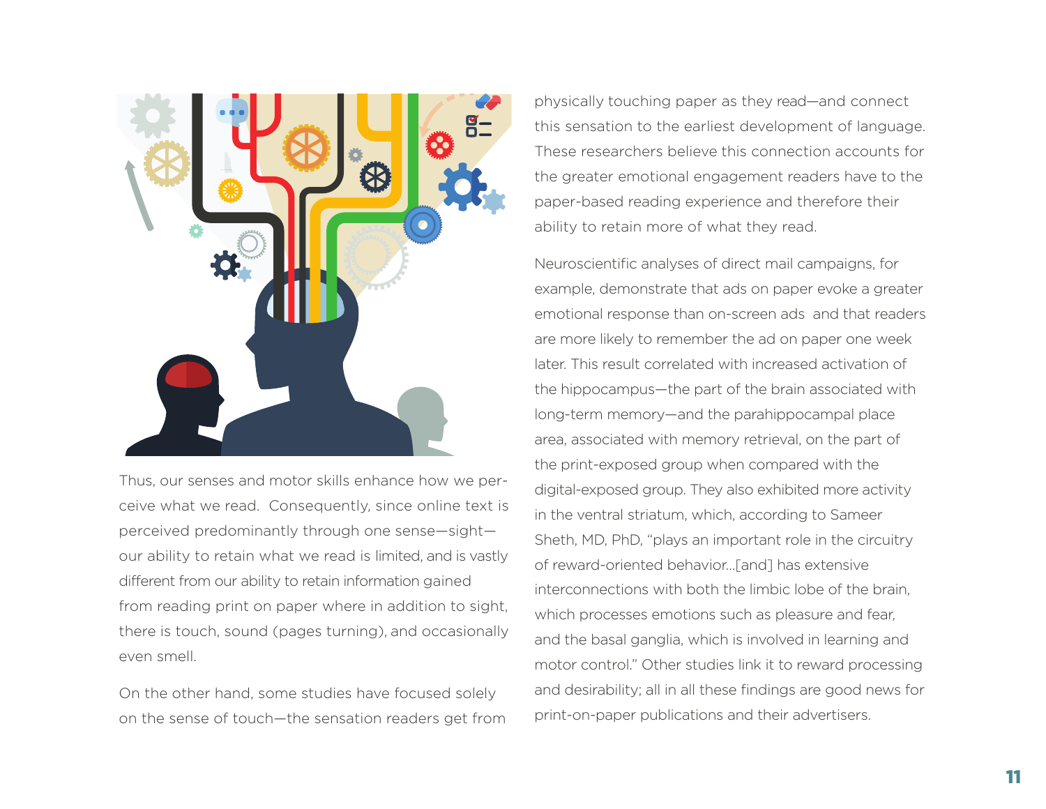Thus, our senses and motor skills enhance how we perceive what we read. Consequently, since online text is perceived predominantly through one sense—sight—our ability to retain what we read is limited, and is vastly different from our ability to retain information gained from reading print on paper where in addition to sight, there is touch, sound (pages turning), and occasionally even smell.

On the other hand, some studies have focused solely on the sense of touch—the sensation readers get from physically touching paper as they read—and connect this sensation to the earliest development of language. These researchers believe this connection accounts for the greater emotional engagement readers have to the paper-based reading experience and therefore their ability to retain more of what they read.

Neuroscientific analyses of direct mail campaigns, for example, demonstrate that ads on paper evoke a greater emotional response than on-screen ads and that readers are more likely to remember the ad on paper one week later. This result correlated with increased activation of the hippocampus—the part of the brain associated with long-term memory—and the parahippocampal place area, associated with memory retrieval, on the part of the print-exposed group when compared with the digital-exposed group. They also exhibited more activity in the ventral striatum, which, according to Sameer Sheth, MD, PhD, "plays an important role in the circuitry of reward-oriented behavior...[and] has extensive interconnections with both the limbic lobe of the brain, which processes emotions such as pleasure and fear, and the basal ganglia, which is involved in learning and motor control." Other studies link it to reward processing and desirability; all in all these findings are good news for print-on-paper publications and their advertisers.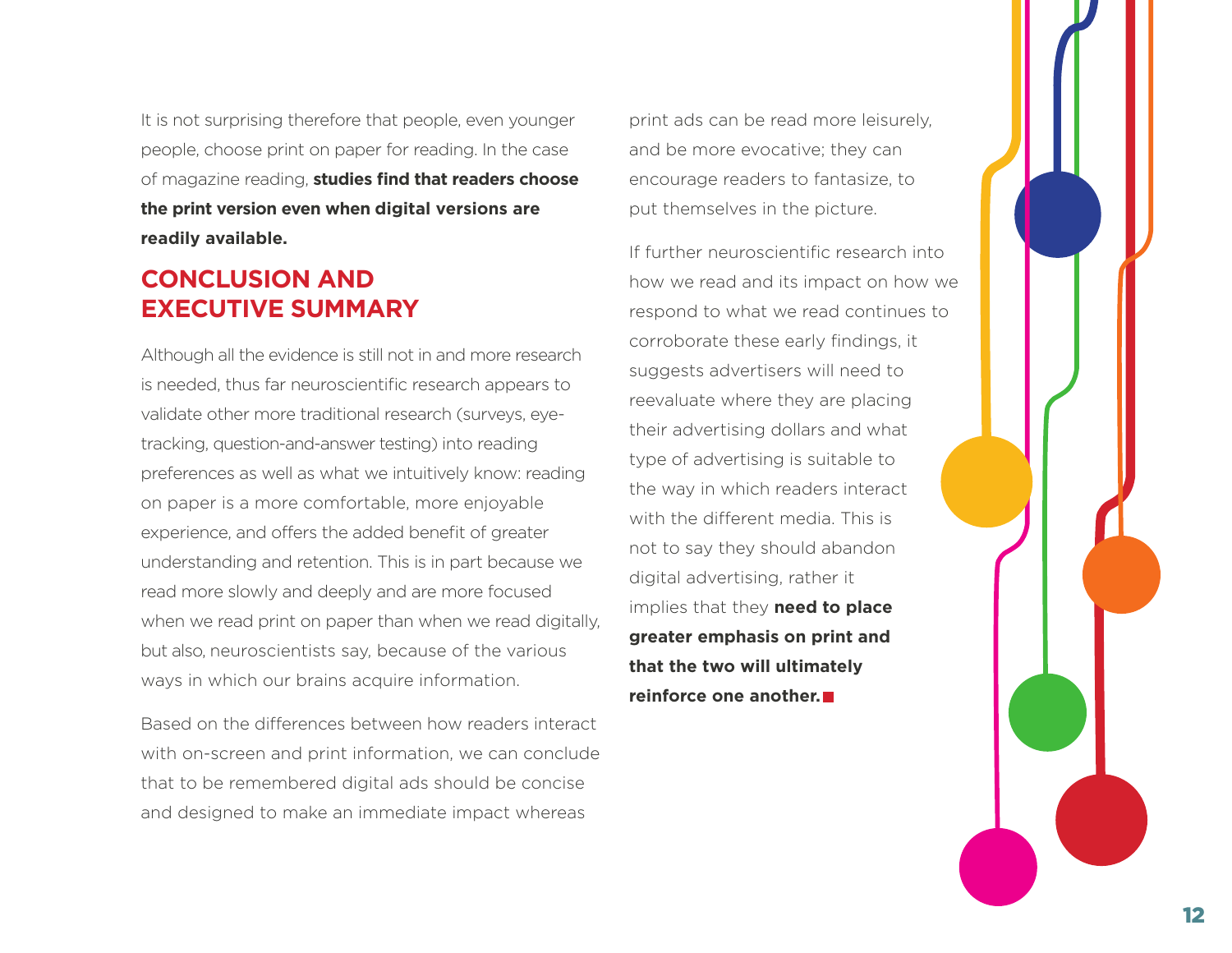It is not surprising therefore that people, even younger people, choose print on paper for reading. In the case of magazine reading, **studies find that readers choose the print version even when digital versions are readily available.**

## CONCLUSION AND EXECUTIVE SUMMARY

Although all the evidence is still not in and more research is needed, thus far neuroscientific research appears to validate other more traditional research (surveys, eye-tracking, question-and-answer testing) into reading preferences as well as what we intuitively know: reading on paper is a more comfortable, more enjoyable experience, and offers the added benefit of greater understanding and retention. This is in part because we read more slowly and deeply and are more focused when we read print on paper than when we read digitally, but also, neuroscientists say, because of the various ways in which our brains acquire information.

Based on the differences between how readers interact with on-screen and print information, we can conclude that to be remembered digital ads should be concise and designed to make an immediate impact whereas print ads can be read more leisurely, and be more evocative; they can encourage readers to fantasize, to put themselves in the picture.

If further neuroscientific research into how we read and its impact on how we respond to what we read continues to corroborate these early findings, it suggests advertisers will need to reevaluate where they are placing their advertising dollars and what type of advertising is suitable to the way in which readers interact with the different media. This is not to say they should abandon digital advertising, rather it implies that they **need to place greater emphasis on print and that the two will ultimately reinforce one another.**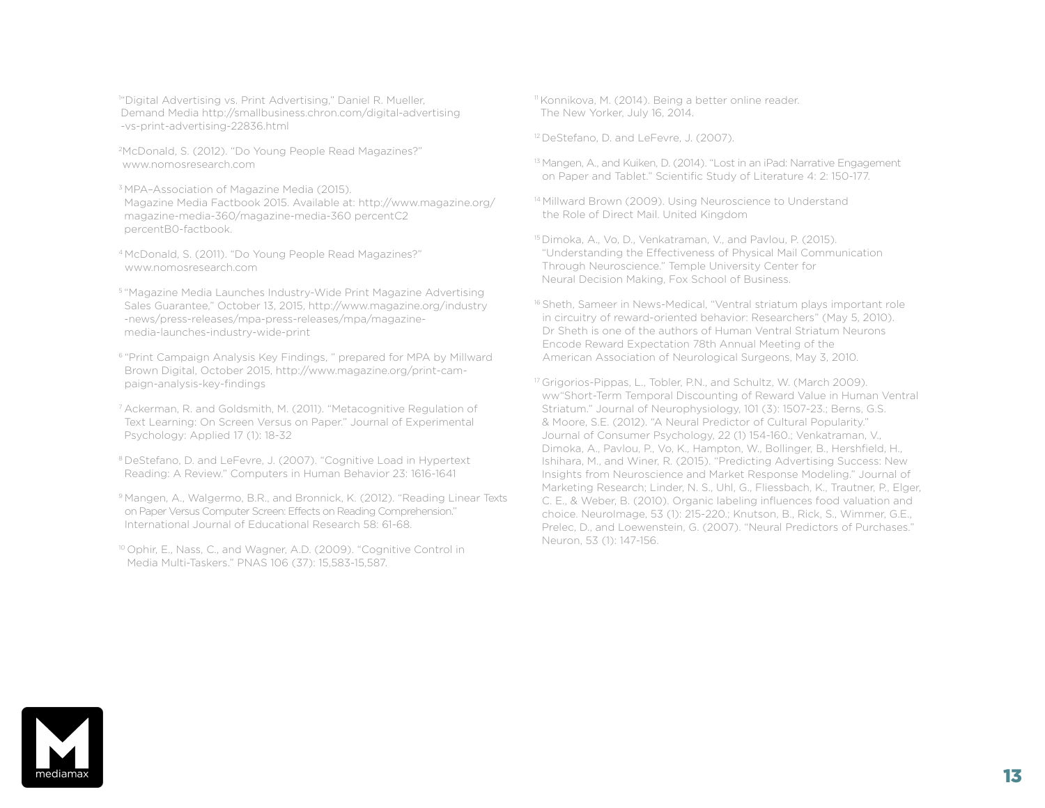[1] "Digital Advertising vs. Print Advertising," Daniel R. Mueller, Demand Media http://smallbusiness.chron.com/digital-advertising-vs-print-advertising-22836.html

[2] McDonald, S. (2012). "Do Young People Read Magazines?" www.nomosresearch.com

[3] MPA–Association of Magazine Media (2015). Magazine Media Factbook 2015. Available at: http://www.magazine.org/magazine-media-360/magazine-media-360 percentC2 percentB0-factbook.

[4] McDonald, S. (2011). "Do Young People Read Magazines?" www.nomosresearch.com

[5] "Magazine Media Launches Industry-Wide Print Magazine Advertising Sales Guarantee," October 13, 2015, http://www.magazine.org/industry-news/press-releases/mpa-press-releases/mpa/magazine-media-launches-industry-wide-print

[6] "Print Campaign Analysis Key Findings, " prepared for MPA by Millward Brown Digital, October 2015, http://www.magazine.org/print-campaign-analysis-key-findings

[7] Ackerman, R. and Goldsmith, M. (2011). "Metacognitive Regulation of Text Learning: On Screen Versus on Paper." Journal of Experimental Psychology: Applied 17 (1): 18-32

[8] DeStefano, D. and LeFevre, J. (2007). "Cognitive Load in Hypertext Reading: A Review." Computers in Human Behavior 23: 1616-1641

[9] Mangen, A., Walgermo, B.R., and Bronnick, K. (2012). "Reading Linear Texts on Paper Versus Computer Screen: Effects on Reading Comprehension." International Journal of Educational Research 58: 61-68.

[10] Ophir, E., Nass, C., and Wagner, A.D. (2009). "Cognitive Control in Media Multi-Taskers." PNAS 106 (37): 15,583-15,587.

[11] Konnikova, M. (2014). Being a better online reader. The New Yorker, July 16, 2014.

[12] DeStefano, D. and LeFevre, J. (2007).

[13] Mangen, A., and Kuiken, D. (2014). "Lost in an iPad: Narrative Engagement on Paper and Tablet." Scientific Study of Literature 4: 2: 150-177.

[14] Millward Brown (2009). Using Neuroscience to Understand the Role of Direct Mail. United Kingdom

[15] Dimoka, A., Vo, D., Venkatraman, V., and Pavlou, P. (2015). "Understanding the Effectiveness of Physical Mail Communication Through Neuroscience." Temple University Center for Neural Decision Making, Fox School of Business.

[16] Sheth, Sameer in News-Medical, "Ventral striatum plays important role in circuitry of reward-oriented behavior: Researchers" (May 5, 2010). Dr Sheth is one of the authors of Human Ventral Striatum Neurons Encode Reward Expectation 78th Annual Meeting of the American Association of Neurological Surgeons, May 3, 2010.

[17] Grigorios-Pippas, L., Tobler, P.N., and Schultz, W. (March 2009). ww"Short-Term Temporal Discounting of Reward Value in Human Ventral Striatum." Journal of Neurophysiology, 101 (3): 1507-23.; Berns, G.S. & Moore, S.E. (2012). "A Neural Predictor of Cultural Popularity." Journal of Consumer Psychology, 22 (1) 154-160.; Venkatraman, V., Dimoka, A., Pavlou, P., Vo, K., Hampton, W., Bollinger, B., Hershfield, H., Ishihara, M., and Winer, R. (2015). "Predicting Advertising Success: New Insights from Neuroscience and Market Response Modeling." Journal of Marketing Research; Linder, N. S., Uhl, G., Fliessbach, K., Trautner, P., Elger, C. E., & Weber, B. (2010). Organic labeling influences food valuation and choice. NeuroImage, 53 (1): 215-220.; Knutson, B., Rick, S., Wimmer, G.E., Prelec, D., and Loewenstein, G. (2007). "Neural Predictors of Purchases." Neuron, 53 (1): 147-156.

mediamax